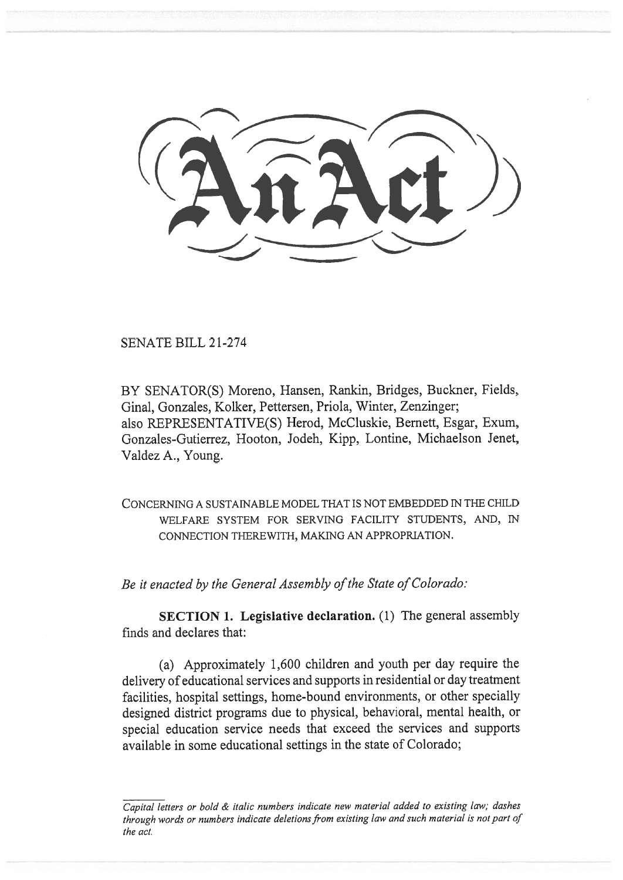# An Act

SENATE BILL 21-274

BY SENATOR(S) Moreno, Hansen, Rankin, Bridges, Buckner, Fields, Ginal, Gonzales, Kolker, Pettersen, Priola, Winter, Zenzinger;
also REPRESENTATIVE(S) Herod, McCluskie, Bernett, Esgar, Exum, Gonzales-Gutierrez, Hooton, Jodeh, Kipp, Lontine, Michaelson Jenet, Valdez A., Young.

CONCERNING A SUSTAINABLE MODEL THAT IS NOT EMBEDDED IN THE CHILD WELFARE SYSTEM FOR SERVING FACILITY STUDENTS, AND, IN CONNECTION THEREWITH, MAKING AN APPROPRIATION.

*Be it enacted by the General Assembly of the State of Colorado:*

**SECTION 1. Legislative declaration.** (1) The general assembly finds and declares that:

(a) Approximately 1,600 children and youth per day require the delivery of educational services and supports in residential or day treatment facilities, hospital settings, home-bound environments, or other specially designed district programs due to physical, behavioral, mental health, or special education service needs that exceed the services and supports available in some educational settings in the state of Colorado;

*Capital letters or bold & italic numbers indicate new material added to existing law; dashes through words or numbers indicate deletions from existing law and such material is not part of the act.*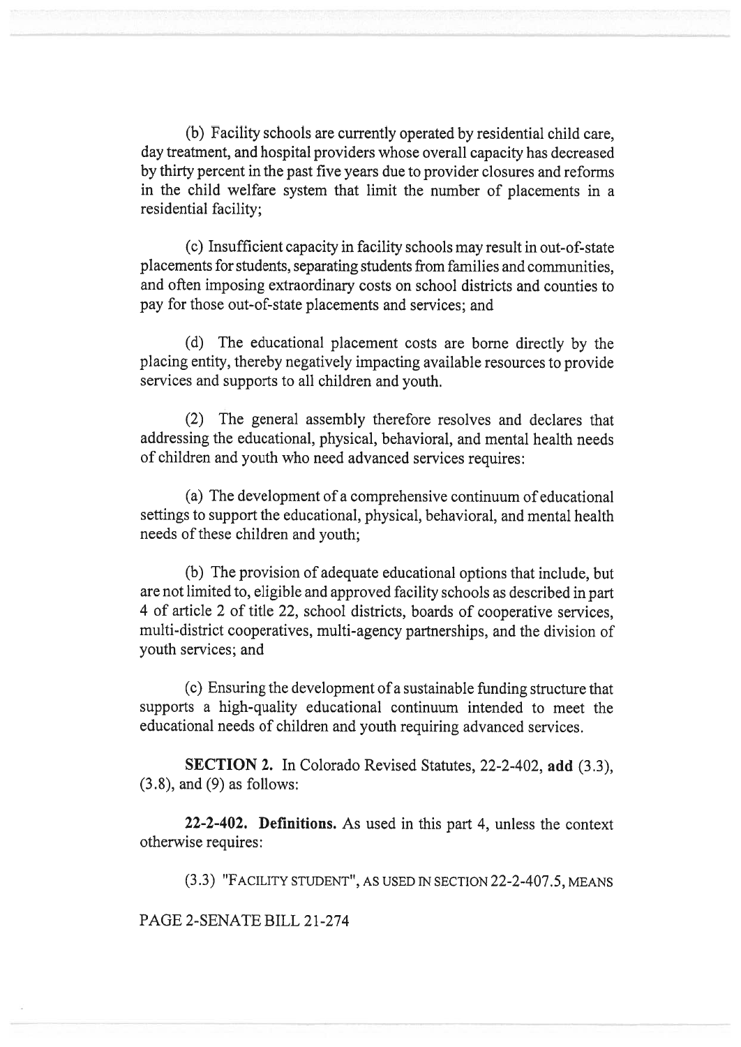(b) Facility schools are currently operated by residential child care, day treatment, and hospital providers whose overall capacity has decreased by thirty percent in the past five years due to provider closures and reforms in the child welfare system that limit the number of placements in a residential facility;

(c) Insufficient capacity in facility schools may result in out-of-state placements for students, separating students from families and communities, and often imposing extraordinary costs on school districts and counties to pay for those out-of-state placements and services; and

(d) The educational placement costs are borne directly by the placing entity, thereby negatively impacting available resources to provide services and supports to all children and youth.

(2) The general assembly therefore resolves and declares that addressing the educational, physical, behavioral, and mental health needs of children and youth who need advanced services requires:

(a) The development of a comprehensive continuum of educational settings to support the educational, physical, behavioral, and mental health needs of these children and youth;

(b) The provision of adequate educational options that include, but are not limited to, eligible and approved facility schools as described in part 4 of article 2 of title 22, school districts, boards of cooperative services, multi-district cooperatives, multi-agency partnerships, and the division of youth services; and

(c) Ensuring the development of a sustainable funding structure that supports a high-quality educational continuum intended to meet the educational needs of children and youth requiring advanced services.

**SECTION 2.** In Colorado Revised Statutes, 22-2-402, **add** (3.3), (3.8), and (9) as follows:

**22-2-402. Definitions.** As used in this part 4, unless the context otherwise requires:

(3.3) "FACILITY STUDENT", AS USED IN SECTION 22-2-407.5, MEANS

PAGE 2-SENATE BILL 21-274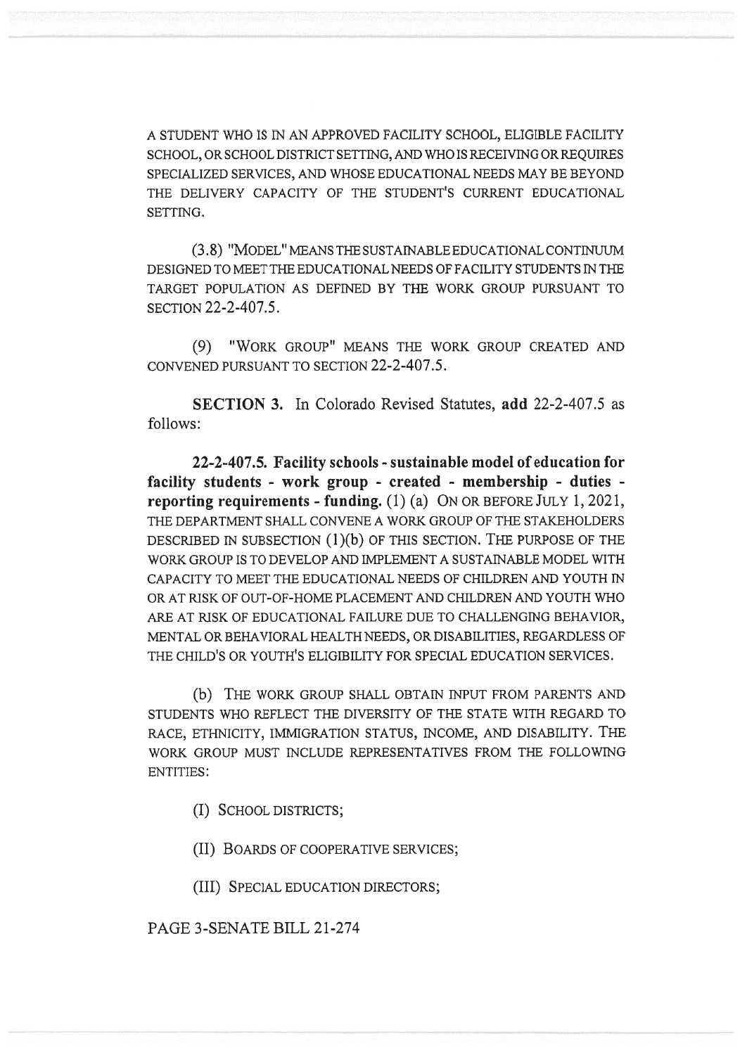A STUDENT WHO IS IN AN APPROVED FACILITY SCHOOL, ELIGIBLE FACILITY SCHOOL, OR SCHOOL DISTRICT SETTING, AND WHO IS RECEIVING OR REQUIRES SPECIALIZED SERVICES, AND WHOSE EDUCATIONAL NEEDS MAY BE BEYOND THE DELIVERY CAPACITY OF THE STUDENT'S CURRENT EDUCATIONAL SETTING.

(3.8) "MODEL" MEANS THE SUSTAINABLE EDUCATIONAL CONTINUUM DESIGNED TO MEET THE EDUCATIONAL NEEDS OF FACILITY STUDENTS IN THE TARGET POPULATION AS DEFINED BY THE WORK GROUP PURSUANT TO SECTION 22-2-407.5.

(9) "WORK GROUP" MEANS THE WORK GROUP CREATED AND CONVENED PURSUANT TO SECTION 22-2-407.5.

**SECTION 3.** In Colorado Revised Statutes, **add** 22-2-407.5 as follows:

**22-2-407.5. Facility schools - sustainable model of education for facility students - work group - created - membership - duties - reporting requirements - funding.** (1) (a) ON OR BEFORE JULY 1, 2021, THE DEPARTMENT SHALL CONVENE A WORK GROUP OF THE STAKEHOLDERS DESCRIBED IN SUBSECTION (1)(b) OF THIS SECTION. THE PURPOSE OF THE WORK GROUP IS TO DEVELOP AND IMPLEMENT A SUSTAINABLE MODEL WITH CAPACITY TO MEET THE EDUCATIONAL NEEDS OF CHILDREN AND YOUTH IN OR AT RISK OF OUT-OF-HOME PLACEMENT AND CHILDREN AND YOUTH WHO ARE AT RISK OF EDUCATIONAL FAILURE DUE TO CHALLENGING BEHAVIOR, MENTAL OR BEHAVIORAL HEALTH NEEDS, OR DISABILITIES, REGARDLESS OF THE CHILD'S OR YOUTH'S ELIGIBILITY FOR SPECIAL EDUCATION SERVICES.

(b) THE WORK GROUP SHALL OBTAIN INPUT FROM PARENTS AND STUDENTS WHO REFLECT THE DIVERSITY OF THE STATE WITH REGARD TO RACE, ETHNICITY, IMMIGRATION STATUS, INCOME, AND DISABILITY. THE WORK GROUP MUST INCLUDE REPRESENTATIVES FROM THE FOLLOWING ENTITIES:

(I) SCHOOL DISTRICTS;

(II) BOARDS OF COOPERATIVE SERVICES;

(III) SPECIAL EDUCATION DIRECTORS;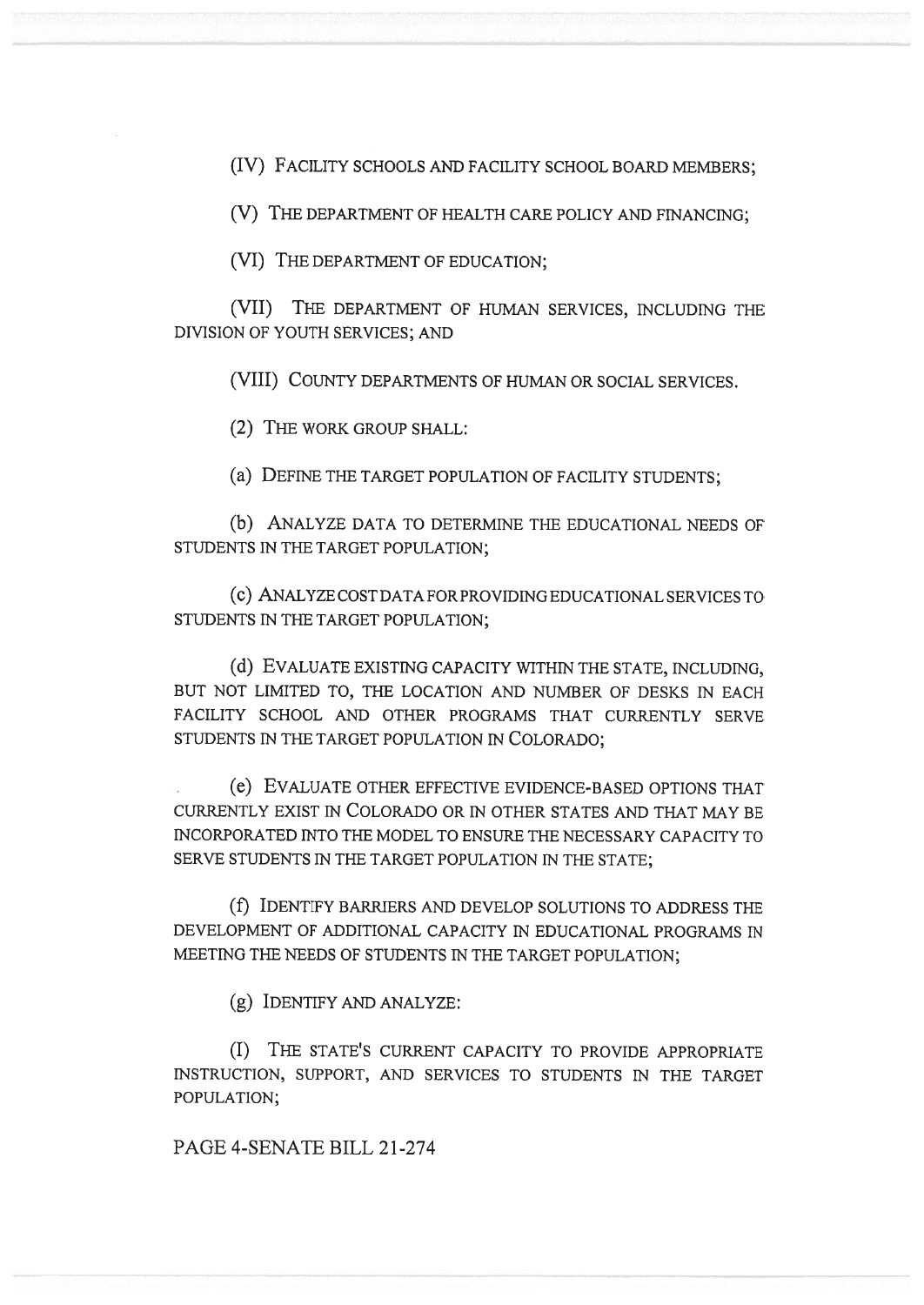(IV) FACILITY SCHOOLS AND FACILITY SCHOOL BOARD MEMBERS;

(V) THE DEPARTMENT OF HEALTH CARE POLICY AND FINANCING;

(VI) THE DEPARTMENT OF EDUCATION;

(VII) THE DEPARTMENT OF HUMAN SERVICES, INCLUDING THE DIVISION OF YOUTH SERVICES; AND

(VIII) COUNTY DEPARTMENTS OF HUMAN OR SOCIAL SERVICES.

(2) THE WORK GROUP SHALL:

(a) DEFINE THE TARGET POPULATION OF FACILITY STUDENTS;

(b) ANALYZE DATA TO DETERMINE THE EDUCATIONAL NEEDS OF STUDENTS IN THE TARGET POPULATION;

(c) ANALYZE COST DATA FOR PROVIDING EDUCATIONAL SERVICES TO STUDENTS IN THE TARGET POPULATION;

(d) EVALUATE EXISTING CAPACITY WITHIN THE STATE, INCLUDING, BUT NOT LIMITED TO, THE LOCATION AND NUMBER OF DESKS IN EACH FACILITY SCHOOL AND OTHER PROGRAMS THAT CURRENTLY SERVE STUDENTS IN THE TARGET POPULATION IN COLORADO;

(e) EVALUATE OTHER EFFECTIVE EVIDENCE-BASED OPTIONS THAT CURRENTLY EXIST IN COLORADO OR IN OTHER STATES AND THAT MAY BE INCORPORATED INTO THE MODEL TO ENSURE THE NECESSARY CAPACITY TO SERVE STUDENTS IN THE TARGET POPULATION IN THE STATE;

(f) IDENTIFY BARRIERS AND DEVELOP SOLUTIONS TO ADDRESS THE DEVELOPMENT OF ADDITIONAL CAPACITY IN EDUCATIONAL PROGRAMS IN MEETING THE NEEDS OF STUDENTS IN THE TARGET POPULATION;

(g) IDENTIFY AND ANALYZE:

(I) THE STATE'S CURRENT CAPACITY TO PROVIDE APPROPRIATE INSTRUCTION, SUPPORT, AND SERVICES TO STUDENTS IN THE TARGET POPULATION;

PAGE 4-SENATE BILL 21-274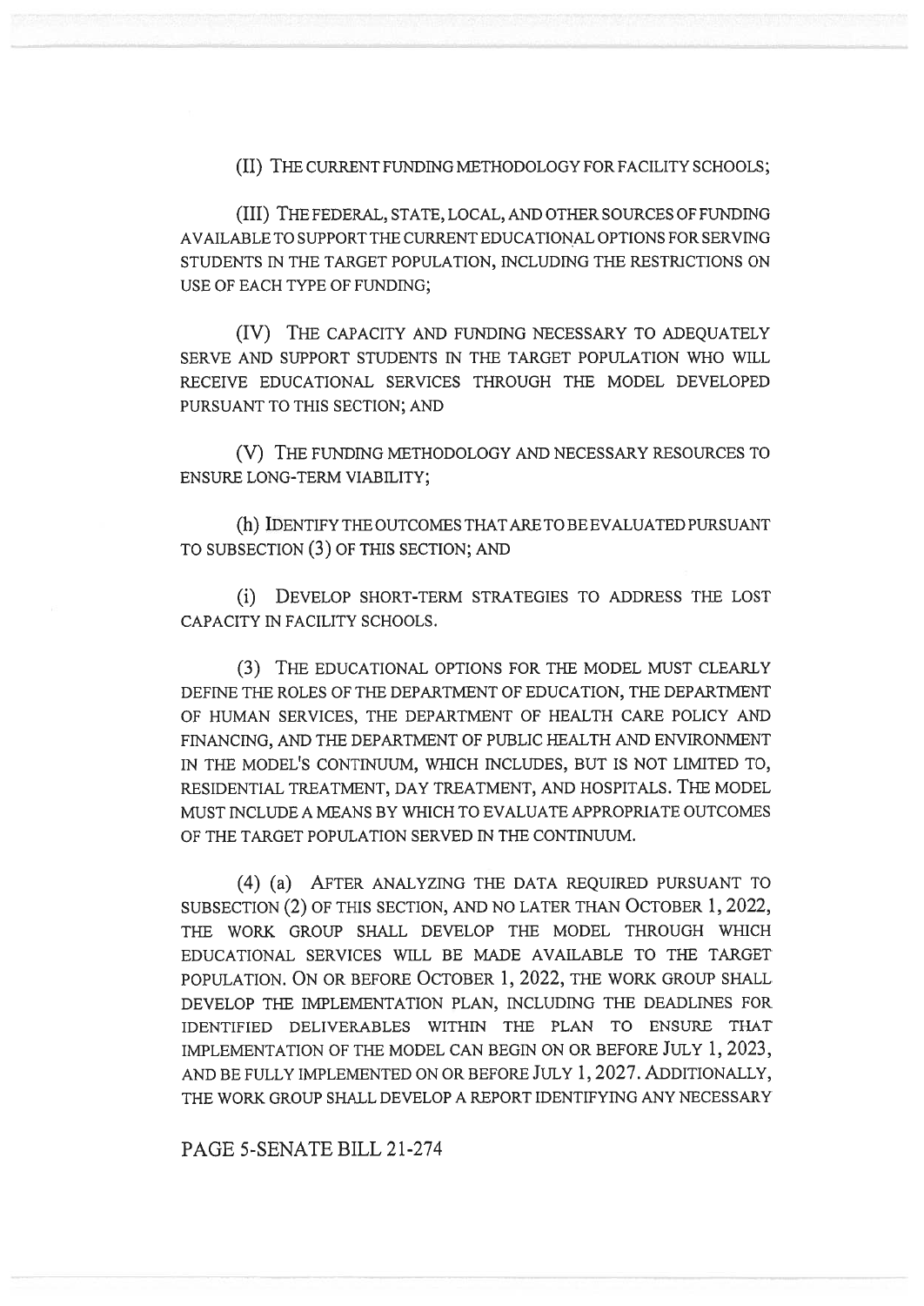(II) THE CURRENT FUNDING METHODOLOGY FOR FACILITY SCHOOLS;

(III) THE FEDERAL, STATE, LOCAL, AND OTHER SOURCES OF FUNDING AVAILABLE TO SUPPORT THE CURRENT EDUCATIONAL OPTIONS FOR SERVING STUDENTS IN THE TARGET POPULATION, INCLUDING THE RESTRICTIONS ON USE OF EACH TYPE OF FUNDING;

(IV) THE CAPACITY AND FUNDING NECESSARY TO ADEQUATELY SERVE AND SUPPORT STUDENTS IN THE TARGET POPULATION WHO WILL RECEIVE EDUCATIONAL SERVICES THROUGH THE MODEL DEVELOPED PURSUANT TO THIS SECTION; AND

(V) THE FUNDING METHODOLOGY AND NECESSARY RESOURCES TO ENSURE LONG-TERM VIABILITY;

(h) IDENTIFY THE OUTCOMES THAT ARE TO BE EVALUATED PURSUANT TO SUBSECTION (3) OF THIS SECTION; AND

(i) DEVELOP SHORT-TERM STRATEGIES TO ADDRESS THE LOST CAPACITY IN FACILITY SCHOOLS.

(3) THE EDUCATIONAL OPTIONS FOR THE MODEL MUST CLEARLY DEFINE THE ROLES OF THE DEPARTMENT OF EDUCATION, THE DEPARTMENT OF HUMAN SERVICES, THE DEPARTMENT OF HEALTH CARE POLICY AND FINANCING, AND THE DEPARTMENT OF PUBLIC HEALTH AND ENVIRONMENT IN THE MODEL'S CONTINUUM, WHICH INCLUDES, BUT IS NOT LIMITED TO, RESIDENTIAL TREATMENT, DAY TREATMENT, AND HOSPITALS. THE MODEL MUST INCLUDE A MEANS BY WHICH TO EVALUATE APPROPRIATE OUTCOMES OF THE TARGET POPULATION SERVED IN THE CONTINUUM.

(4) (a) AFTER ANALYZING THE DATA REQUIRED PURSUANT TO SUBSECTION (2) OF THIS SECTION, AND NO LATER THAN OCTOBER 1, 2022, THE WORK GROUP SHALL DEVELOP THE MODEL THROUGH WHICH EDUCATIONAL SERVICES WILL BE MADE AVAILABLE TO THE TARGET POPULATION. ON OR BEFORE OCTOBER 1, 2022, THE WORK GROUP SHALL DEVELOP THE IMPLEMENTATION PLAN, INCLUDING THE DEADLINES FOR IDENTIFIED DELIVERABLES WITHIN THE PLAN TO ENSURE THAT IMPLEMENTATION OF THE MODEL CAN BEGIN ON OR BEFORE JULY 1, 2023, AND BE FULLY IMPLEMENTED ON OR BEFORE JULY 1, 2027. ADDITIONALLY, THE WORK GROUP SHALL DEVELOP A REPORT IDENTIFYING ANY NECESSARY

PAGE 5-SENATE BILL 21-274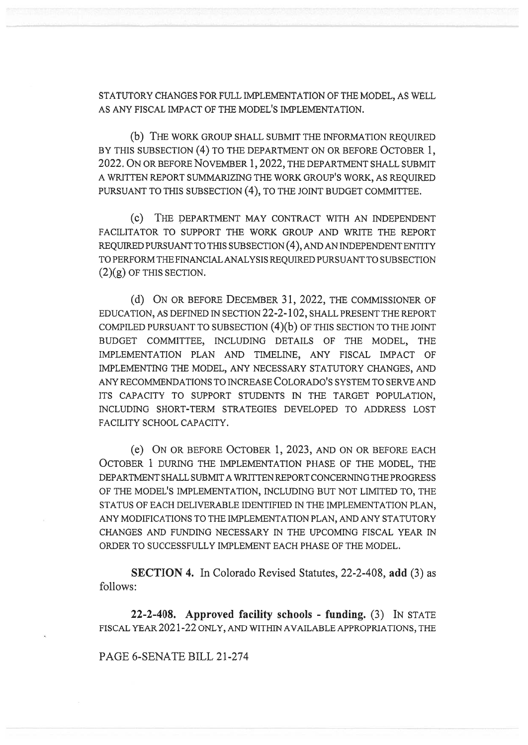STATUTORY CHANGES FOR FULL IMPLEMENTATION OF THE MODEL, AS WELL AS ANY FISCAL IMPACT OF THE MODEL'S IMPLEMENTATION.

(b) THE WORK GROUP SHALL SUBMIT THE INFORMATION REQUIRED BY THIS SUBSECTION (4) TO THE DEPARTMENT ON OR BEFORE OCTOBER 1, 2022. ON OR BEFORE NOVEMBER 1, 2022, THE DEPARTMENT SHALL SUBMIT A WRITTEN REPORT SUMMARIZING THE WORK GROUP'S WORK, AS REQUIRED PURSUANT TO THIS SUBSECTION (4), TO THE JOINT BUDGET COMMITTEE.

(c) THE DEPARTMENT MAY CONTRACT WITH AN INDEPENDENT FACILITATOR TO SUPPORT THE WORK GROUP AND WRITE THE REPORT REQUIRED PURSUANT TO THIS SUBSECTION (4), AND AN INDEPENDENT ENTITY TO PERFORM THE FINANCIAL ANALYSIS REQUIRED PURSUANT TO SUBSECTION (2)(g) OF THIS SECTION.

(d) ON OR BEFORE DECEMBER 31, 2022, THE COMMISSIONER OF EDUCATION, AS DEFINED IN SECTION 22-2-102, SHALL PRESENT THE REPORT COMPILED PURSUANT TO SUBSECTION (4)(b) OF THIS SECTION TO THE JOINT BUDGET COMMITTEE, INCLUDING DETAILS OF THE MODEL, THE IMPLEMENTATION PLAN AND TIMELINE, ANY FISCAL IMPACT OF IMPLEMENTING THE MODEL, ANY NECESSARY STATUTORY CHANGES, AND ANY RECOMMENDATIONS TO INCREASE COLORADO'S SYSTEM TO SERVE AND ITS CAPACITY TO SUPPORT STUDENTS IN THE TARGET POPULATION, INCLUDING SHORT-TERM STRATEGIES DEVELOPED TO ADDRESS LOST FACILITY SCHOOL CAPACITY.

(e) ON OR BEFORE OCTOBER 1, 2023, AND ON OR BEFORE EACH OCTOBER 1 DURING THE IMPLEMENTATION PHASE OF THE MODEL, THE DEPARTMENT SHALL SUBMIT A WRITTEN REPORT CONCERNING THE PROGRESS OF THE MODEL'S IMPLEMENTATION, INCLUDING BUT NOT LIMITED TO, THE STATUS OF EACH DELIVERABLE IDENTIFIED IN THE IMPLEMENTATION PLAN, ANY MODIFICATIONS TO THE IMPLEMENTATION PLAN, AND ANY STATUTORY CHANGES AND FUNDING NECESSARY IN THE UPCOMING FISCAL YEAR IN ORDER TO SUCCESSFULLY IMPLEMENT EACH PHASE OF THE MODEL.

**SECTION 4.** In Colorado Revised Statutes, 22-2-408, **add** (3) as follows:

**22-2-408. Approved facility schools - funding.** (3) IN STATE FISCAL YEAR 2021-22 ONLY, AND WITHIN AVAILABLE APPROPRIATIONS, THE

PAGE 6-SENATE BILL 21-274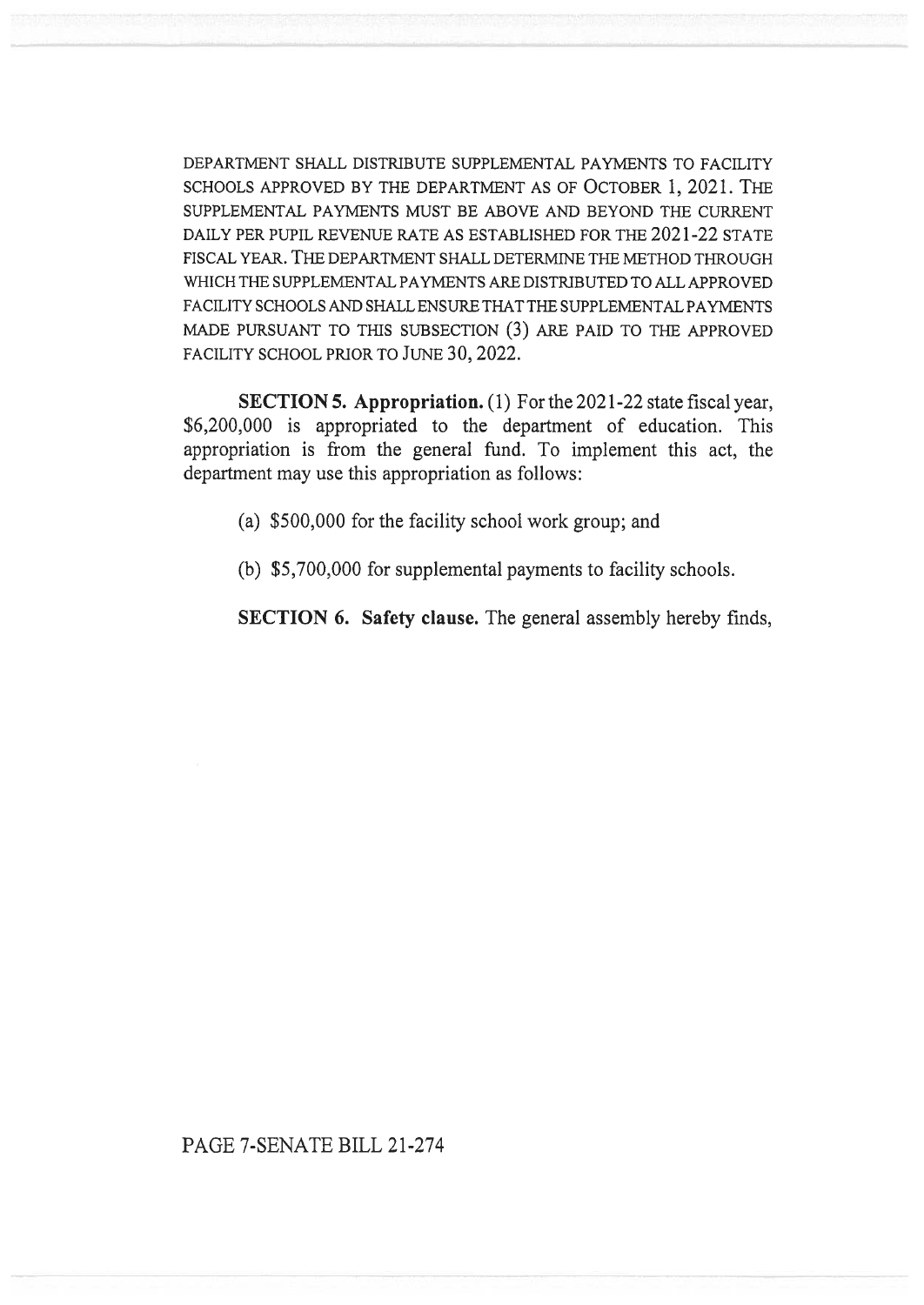DEPARTMENT SHALL DISTRIBUTE SUPPLEMENTAL PAYMENTS TO FACILITY SCHOOLS APPROVED BY THE DEPARTMENT AS OF OCTOBER 1, 2021. THE SUPPLEMENTAL PAYMENTS MUST BE ABOVE AND BEYOND THE CURRENT DAILY PER PUPIL REVENUE RATE AS ESTABLISHED FOR THE 2021-22 STATE FISCAL YEAR. THE DEPARTMENT SHALL DETERMINE THE METHOD THROUGH WHICH THE SUPPLEMENTAL PAYMENTS ARE DISTRIBUTED TO ALL APPROVED FACILITY SCHOOLS AND SHALL ENSURE THAT THE SUPPLEMENTAL PAYMENTS MADE PURSUANT TO THIS SUBSECTION (3) ARE PAID TO THE APPROVED FACILITY SCHOOL PRIOR TO JUNE 30, 2022.

**SECTION 5. Appropriation.** (1) For the 2021-22 state fiscal year, $6,200,000 is appropriated to the department of education. This appropriation is from the general fund. To implement this act, the department may use this appropriation as follows:

(a) $500,000 for the facility school work group; and

(b) $5,700,000 for supplemental payments to facility schools.

**SECTION 6. Safety clause.** The general assembly hereby finds,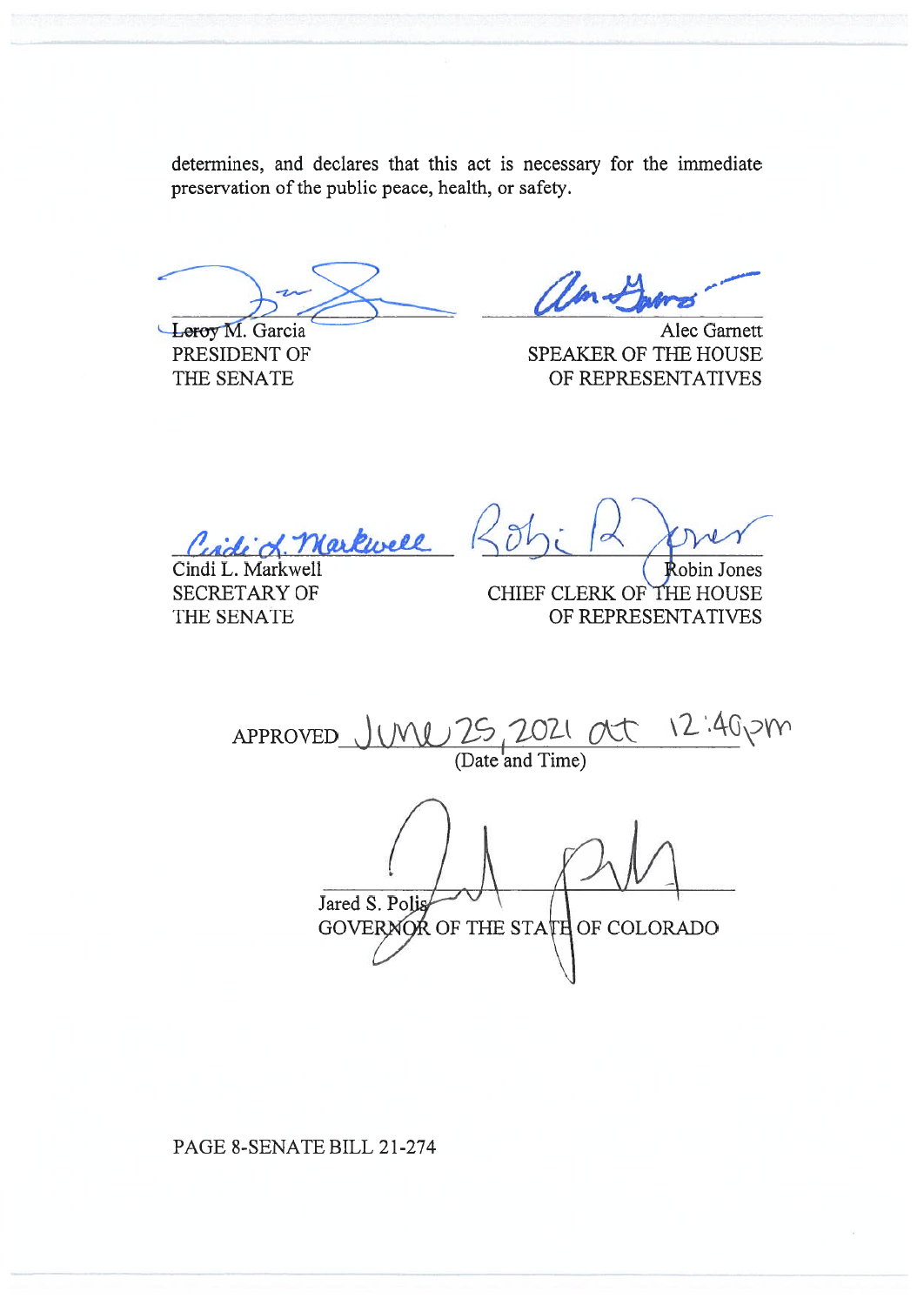determines, and declares that this act is necessary for the immediate preservation of the public peace, health, or safety.

Leroy M. Garcia
PRESIDENT OF
THE SENATE

Alec Garnett
SPEAKER OF THE HOUSE
OF REPRESENTATIVES

Cindi L. Markwell
SECRETARY OF
THE SENATE

Robin Jones
CHIEF CLERK OF THE HOUSE
OF REPRESENTATIVES

APPROVED June 25, 2021 at 12:40pm
(Date and Time)

Jared S. Polis
GOVERNOR OF THE STATE OF COLORADO

PAGE 8-SENATE BILL 21-274